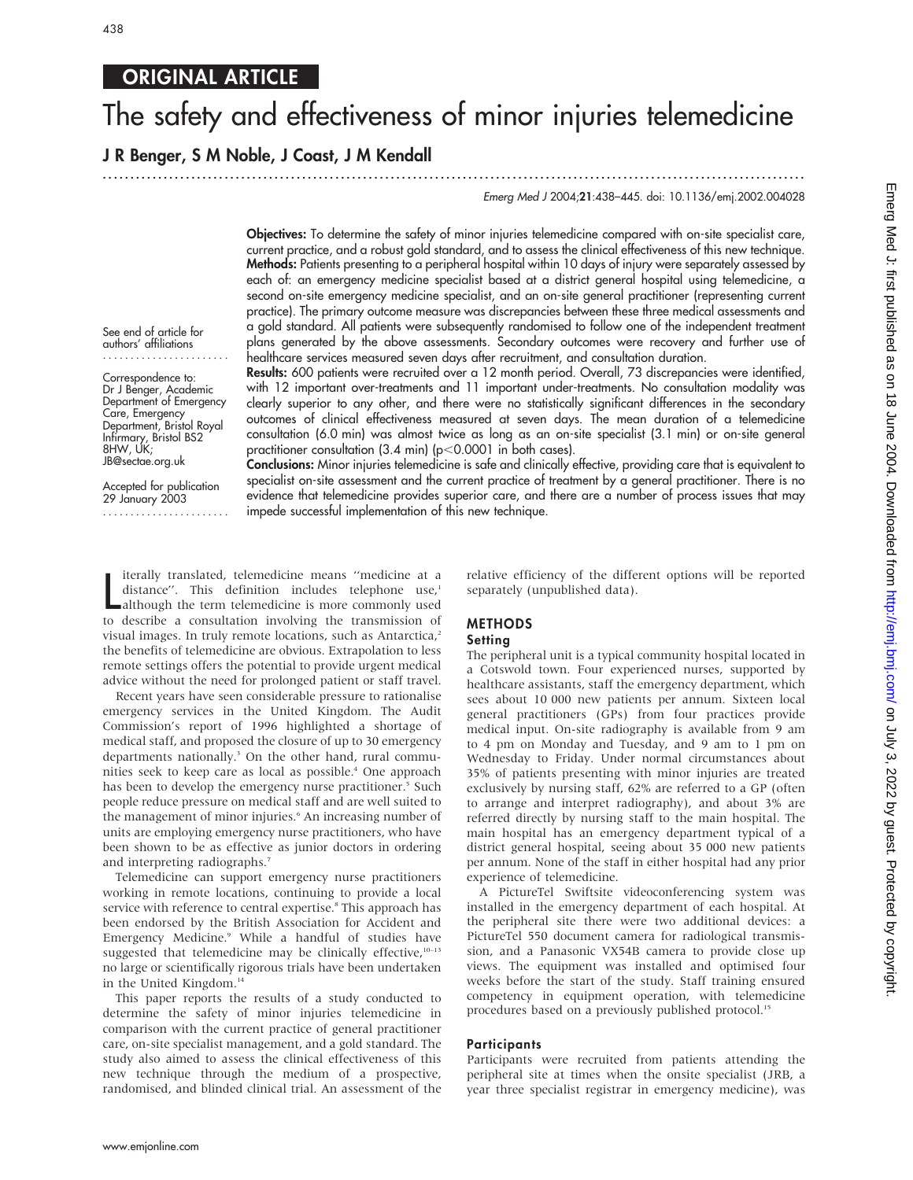ORIGINAL ARTICLE

# The safety and effectiveness of minor injuries telemedicine

**J R Benger, S M Noble, J Coast, J M Kendall**

Emerg Med J 2004;21:438–445. doi: 10.1136/emj.2002.004028

See end of article for authors' affiliations

Correspondence to: Dr J Benger, Academic Department of Emergency Care, Emergency Department, Bristol Royal Infirmary, Bristol BS2 8HW, UK; JB@sectae.org.uk

Accepted for publication 29 January 2003

**Objectives:** To determine the safety of minor injuries telemedicine compared with on-site specialist care, current practice, and a robust gold standard, and to assess the clinical effectiveness of this new technique.

**Methods:** Patients presenting to a peripheral hospital within 10 days of injury were separately assessed by each of: an emergency medicine specialist based at a district general hospital using telemedicine, a second on-site emergency medicine specialist, and an on-site general practitioner (representing current practice). The primary outcome measure was discrepancies between these three medical assessments and a gold standard. All patients were subsequently randomised to follow one of the independent treatment plans generated by the above assessments. Secondary outcomes were recovery and further use of healthcare services measured seven days after recruitment, and consultation duration.

**Results:** 600 patients were recruited over a 12 month period. Overall, 73 discrepancies were identified, with 12 important over-treatments and 11 important under-treatments. No consultation modality was clearly superior to any other, and there were no statistically significant differences in the secondary outcomes of clinical effectiveness measured at seven days. The mean duration of a telemedicine consultation (6.0 min) was almost twice as long as an on-site specialist (3.1 min) or on-site general practitioner consultation (3.4 min) ($p<0.0001$ in both cases).

**Conclusions:** Minor injuries telemedicine is safe and clinically effective, providing care that is equivalent to specialist on-site assessment and the current practice of treatment by a general practitioner. There is no evidence that telemedicine provides superior care, and there are a number of process issues that may impede successful implementation of this new technique.

Literally translated, telemedicine means "medicine at a distance". This definition includes telephone use,[1] although the term telemedicine is more commonly used to describe a consultation involving the transmission of visual images. In truly remote locations, such as Antarctica,[2] the benefits of telemedicine are obvious. Extrapolation to less remote settings offers the potential to provide urgent medical advice without the need for prolonged patient or staff travel.

Recent years have seen considerable pressure to rationalise emergency services in the United Kingdom. The Audit Commission's report of 1996 highlighted a shortage of medical staff, and proposed the closure of up to 30 emergency departments nationally.[3] On the other hand, rural communities seek to keep care as local as possible.[4] One approach has been to develop the emergency nurse practitioner.[5] Such people reduce pressure on medical staff and are well suited to the management of minor injuries.[6] An increasing number of units are employing emergency nurse practitioners, who have been shown to be as effective as junior doctors in ordering and interpreting radiographs.[7]

Telemedicine can support emergency nurse practitioners working in remote locations, continuing to provide a local service with reference to central expertise.[8] This approach has been endorsed by the British Association for Accident and Emergency Medicine.[9] While a handful of studies have suggested that telemedicine may be clinically effective,[10–13] no large or scientifically rigorous trials have been undertaken in the United Kingdom.[14]

This paper reports the results of a study conducted to determine the safety of minor injuries telemedicine in comparison with the current practice of general practitioner care, on-site specialist management, and a gold standard. The study also aimed to assess the clinical effectiveness of this new technique through the medium of a prospective, randomised, and blinded clinical trial. An assessment of the relative efficiency of the different options will be reported separately (unpublished data).

## METHODS

### Setting

The peripheral unit is a typical community hospital located in a Cotswold town. Four experienced nurses, supported by healthcare assistants, staff the emergency department, which sees about 10 000 new patients per annum. Sixteen local general practitioners (GPs) from four practices provide medical input. On-site radiography is available from 9 am to 4 pm on Monday and Tuesday, and 9 am to 1 pm on Wednesday to Friday. Under normal circumstances about 35% of patients presenting with minor injuries are treated exclusively by nursing staff, 62% are referred to a GP (often to arrange and interpret radiography), and about 3% are referred directly by nursing staff to the main hospital. The main hospital has an emergency department typical of a district general hospital, seeing about 35 000 new patients per annum. None of the staff in either hospital had any prior experience of telemedicine.

A PictureTel Swiftsite videoconferencing system was installed in the emergency department of each hospital. At the peripheral site there were two additional devices: a PictureTel 550 document camera for radiological transmission, and a Panasonic VX54B camera to provide close up views. The equipment was installed and optimised four weeks before the start of the study. Staff training ensured competency in equipment operation, with telemedicine procedures based on a previously published protocol.[15]

### Participants

Participants were recruited from patients attending the peripheral site at times when the onsite specialist (JRB, a year three specialist registrar in emergency medicine), was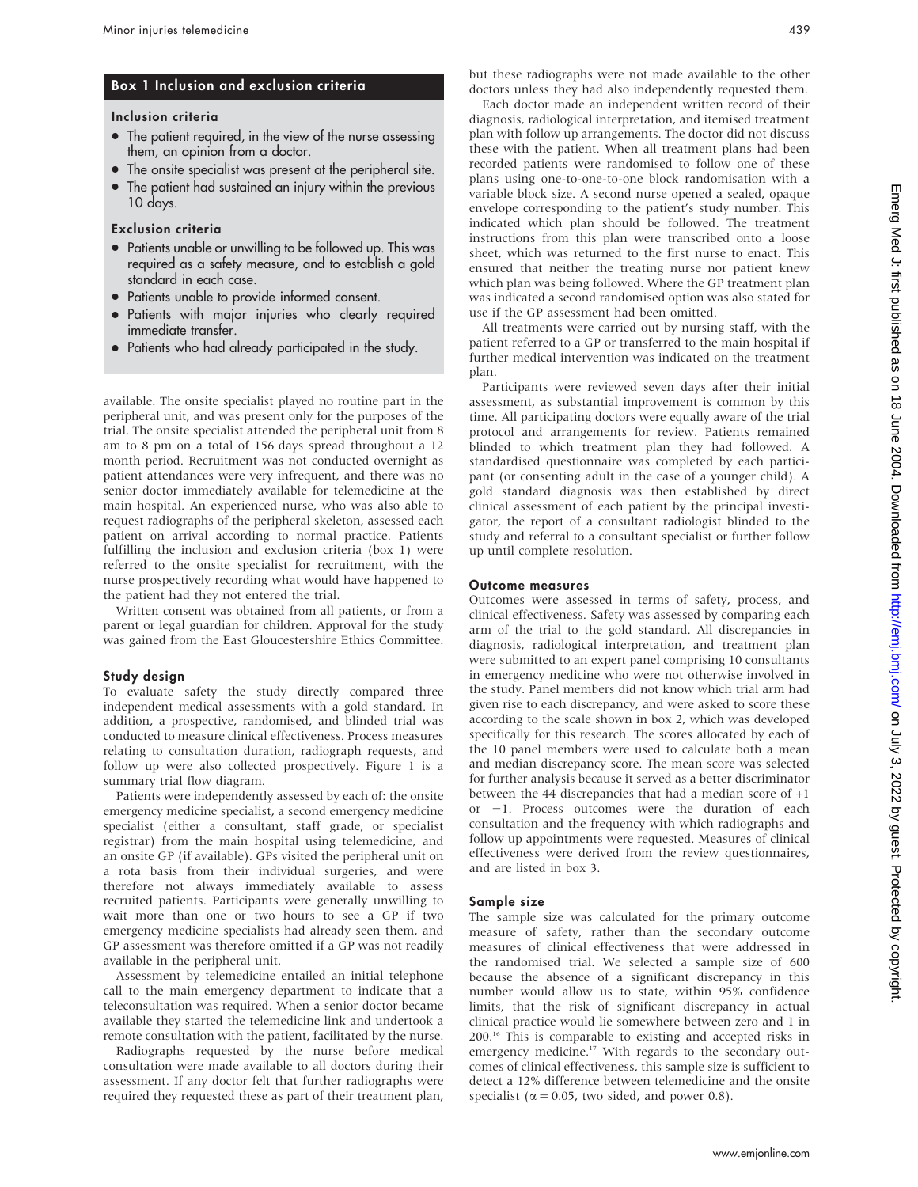## Box 1 Inclusion and exclusion criteria

### Inclusion criteria

- The patient required, in the view of the nurse assessing them, an opinion from a doctor.
- The onsite specialist was present at the peripheral site.
- The patient had sustained an injury within the previous 10 days.

### Exclusion criteria

- Patients unable or unwilling to be followed up. This was required as a safety measure, and to establish a gold standard in each case.
- Patients unable to provide informed consent.
- Patients with major injuries who clearly required immediate transfer.
- Patients who had already participated in the study.

available. The onsite specialist played no routine part in the peripheral unit, and was present only for the purposes of the trial. The onsite specialist attended the peripheral unit from 8 am to 8 pm on a total of 156 days spread throughout a 12 month period. Recruitment was not conducted overnight as patient attendances were very infrequent, and there was no senior doctor immediately available for telemedicine at the main hospital. An experienced nurse, who was also able to request radiographs of the peripheral skeleton, assessed each patient on arrival according to normal practice. Patients fulfilling the inclusion and exclusion criteria (box 1) were referred to the onsite specialist for recruitment, with the nurse prospectively recording what would have happened to the patient had they not entered the trial.

Written consent was obtained from all patients, or from a parent or legal guardian for children. Approval for the study was gained from the East Gloucestershire Ethics Committee.

### Study design

To evaluate safety the study directly compared three independent medical assessments with a gold standard. In addition, a prospective, randomised, and blinded trial was conducted to measure clinical effectiveness. Process measures relating to consultation duration, radiograph requests, and follow up were also collected prospectively. Figure 1 is a summary trial flow diagram.

Patients were independently assessed by each of: the onsite emergency medicine specialist, a second emergency medicine specialist (either a consultant, staff grade, or specialist registrar) from the main hospital using telemedicine, and an onsite GP (if available). GPs visited the peripheral unit on a rota basis from their individual surgeries, and were therefore not always immediately available to assess recruited patients. Participants were generally unwilling to wait more than one or two hours to see a GP if two emergency medicine specialists had already seen them, and GP assessment was therefore omitted if a GP was not readily available in the peripheral unit.

Assessment by telemedicine entailed an initial telephone call to the main emergency department to indicate that a teleconsultation was required. When a senior doctor became available they started the telemedicine link and undertook a remote consultation with the patient, facilitated by the nurse.

Radiographs requested by the nurse before medical consultation were made available to all doctors during their assessment. If any doctor felt that further radiographs were required they requested these as part of their treatment plan, but these radiographs were not made available to the other doctors unless they had also independently requested them.

Each doctor made an independent written record of their diagnosis, radiological interpretation, and itemised treatment plan with follow up arrangements. The doctor did not discuss these with the patient. When all treatment plans had been recorded patients were randomised to follow one of these plans using one-to-one-to-one block randomisation with a variable block size. A second nurse opened a sealed, opaque envelope corresponding to the patient's study number. This indicated which plan should be followed. The treatment instructions from this plan were transcribed onto a loose sheet, which was returned to the first nurse to enact. This ensured that neither the treating nurse nor patient knew which plan was being followed. Where the GP treatment plan was indicated a second randomised option was also stated for use if the GP assessment had been omitted.

All treatments were carried out by nursing staff, with the patient referred to a GP or transferred to the main hospital if further medical intervention was indicated on the treatment plan.

Participants were reviewed seven days after their initial assessment, as substantial improvement is common by this time. All participating doctors were equally aware of the trial protocol and arrangements for review. Patients remained blinded to which treatment plan they had followed. A standardised questionnaire was completed by each participant (or consenting adult in the case of a younger child). A gold standard diagnosis was then established by direct clinical assessment of each patient by the principal investigator, the report of a consultant radiologist blinded to the study and referral to a consultant specialist or further follow up until complete resolution.

### Outcome measures

Outcomes were assessed in terms of safety, process, and clinical effectiveness. Safety was assessed by comparing each arm of the trial to the gold standard. All discrepancies in diagnosis, radiological interpretation, and treatment plan were submitted to an expert panel comprising 10 consultants in emergency medicine who were not otherwise involved in the study. Panel members did not know which trial arm had given rise to each discrepancy, and were asked to score these according to the scale shown in box 2, which was developed specifically for this research. The scores allocated by each of the 10 panel members were used to calculate both a mean and median discrepancy score. The mean score was selected for further analysis because it served as a better discriminator between the 44 discrepancies that had a median score of +1 or −1. Process outcomes were the duration of each consultation and the frequency with which radiographs and follow up appointments were requested. Measures of clinical effectiveness were derived from the review questionnaires, and are listed in box 3.

### Sample size

The sample size was calculated for the primary outcome measure of safety, rather than the secondary outcome measures of clinical effectiveness that were addressed in the randomised trial. We selected a sample size of 600 because the absence of a significant discrepancy in this number would allow us to state, within 95% confidence limits, that the risk of significant discrepancy in actual clinical practice would lie somewhere between zero and 1 in 200.[16] This is comparable to existing and accepted risks in emergency medicine.[17] With regards to the secondary outcomes of clinical effectiveness, this sample size is sufficient to detect a 12% difference between telemedicine and the onsite specialist ($\alpha = 0.05$, two sided, and power 0.8).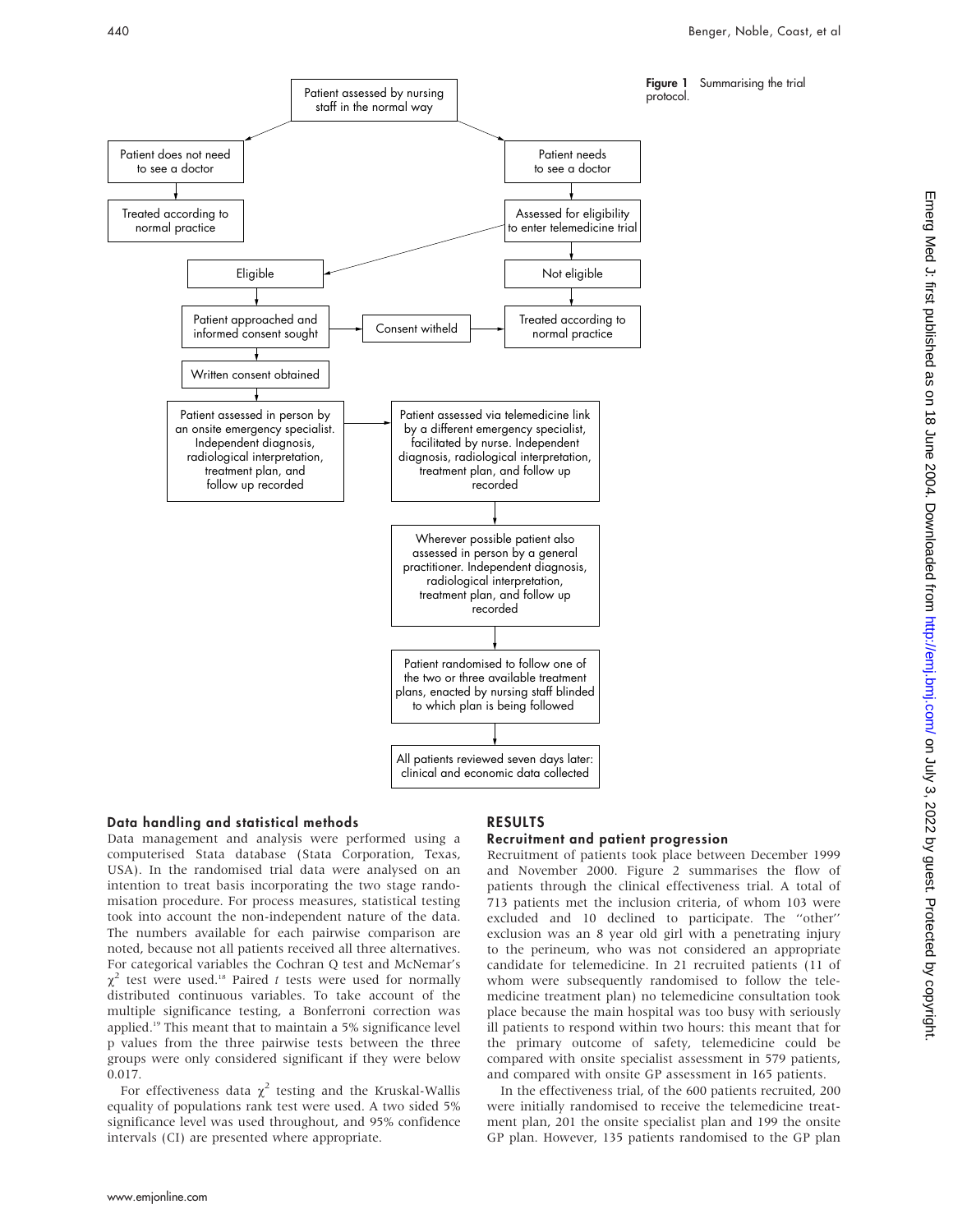Figure 1 Summarising the trial protocol.

## Data handling and statistical methods

Data management and analysis were performed using a computerised Stata database (Stata Corporation, Texas, USA). In the randomised trial data were analysed on an intention to treat basis incorporating the two stage randomisation procedure. For process measures, statistical testing took into account the non-independent nature of the data. The numbers available for each pairwise comparison are noted, because not all patients received all three alternatives. For categorical variables the Cochran Q test and McNemar's $\chi^2$ test were used.[18] Paired *t* tests were used for normally distributed continuous variables. To take account of the multiple significance testing, a Bonferroni correction was applied.[19] This meant that to maintain a 5% significance level p values from the three pairwise tests between the three groups were only considered significant if they were below 0.017.

For effectiveness data $\chi^2$ testing and the Kruskal-Wallis equality of populations rank test were used. A two sided 5% significance level was used throughout, and 95% confidence intervals (CI) are presented where appropriate.

## RESULTS

### Recruitment and patient progression

Recruitment of patients took place between December 1999 and November 2000. Figure 2 summarises the flow of patients through the clinical effectiveness trial. A total of 713 patients met the inclusion criteria, of whom 103 were excluded and 10 declined to participate. The "other" exclusion was an 8 year old girl with a penetrating injury to the perineum, who was not considered an appropriate candidate for telemedicine. In 21 recruited patients (11 of whom were subsequently randomised to follow the telemedicine treatment plan) no telemedicine consultation took place because the main hospital was too busy with seriously ill patients to respond within two hours: this meant that for the primary outcome of safety, telemedicine could be compared with onsite specialist assessment in 579 patients, and compared with onsite GP assessment in 165 patients.

In the effectiveness trial, of the 600 patients recruited, 200 were initially randomised to receive the telemedicine treatment plan, 201 the onsite specialist plan and 199 the onsite GP plan. However, 135 patients randomised to the GP plan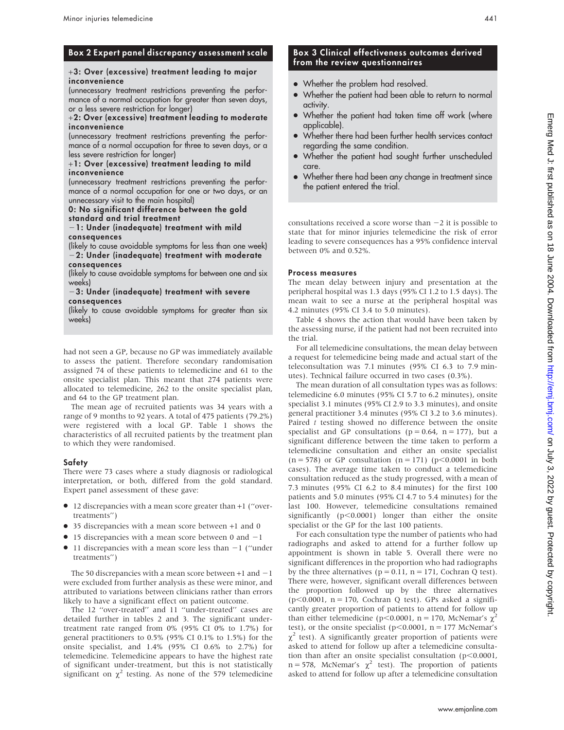## Box 2 Expert panel discrepancy assessment scale

**+3: Over (excessive) treatment leading to major inconvenience**
(unnecessary treatment restrictions preventing the performance of a normal occupation for greater than seven days, or a less severe restriction for longer)

**+2: Over (excessive) treatment leading to moderate inconvenience**
(unnecessary treatment restrictions preventing the performance of a normal occupation for three to seven days, or a less severe restriction for longer)

**+1: Over (excessive) treatment leading to mild inconvenience**
(unnecessary treatment restrictions preventing the performance of a normal occupation for one or two days, or an unnecessary visit to the main hospital)

**0: No significant difference between the gold standard and trial treatment**

**−1: Under (inadequate) treatment with mild consequences**
(likely to cause avoidable symptoms for less than one week)

**−2: Under (inadequate) treatment with moderate consequences**
(likely to cause avoidable symptoms for between one and six weeks)

**−3: Under (inadequate) treatment with severe consequences**
(likely to cause avoidable symptoms for greater than six weeks)

had not seen a GP, because no GP was immediately available to assess the patient. Therefore secondary randomisation assigned 74 of these patients to telemedicine and 61 to the onsite specialist plan. This meant that 274 patients were allocated to telemedicine, 262 to the onsite specialist plan, and 64 to the GP treatment plan.

The mean age of recruited patients was 34 years with a range of 9 months to 92 years. A total of 475 patients (79.2%) were registered with a local GP. Table 1 shows the characteristics of all recruited patients by the treatment plan to which they were randomised.

### Safety

There were 73 cases where a study diagnosis or radiological interpretation, or both, differed from the gold standard. Expert panel assessment of these gave:

- 12 discrepancies with a mean score greater than +1 ("over-treatments")
- 35 discrepancies with a mean score between +1 and 0
- 15 discrepancies with a mean score between 0 and −1
- 11 discrepancies with a mean score less than −1 ("under treatments")

The 50 discrepancies with a mean score between +1 and −1 were excluded from further analysis as these were minor, and attributed to variations between clinicians rather than errors likely to have a significant effect on patient outcome.

The 12 "over-treated" and 11 "under-treated" cases are detailed further in tables 2 and 3. The significant under-treatment rate ranged from 0% (95% CI 0% to 1.7%) for general practitioners to 0.5% (95% CI 0.1% to 1.5%) for the onsite specialist, and 1.4% (95% CI 0.6% to 2.7%) for telemedicine. Telemedicine appears to have the highest rate of significant under-treatment, but this is not statistically significant on $\chi^2$ testing. As none of the 579 telemedicine consultations received a score worse than −2 it is possible to state that for minor injuries telemedicine the risk of error leading to severe consequences has a 95% confidence interval between 0% and 0.52%.

## Box 3 Clinical effectiveness outcomes derived from the review questionnaires

- Whether the problem had resolved.
- Whether the patient had been able to return to normal activity.
- Whether the patient had taken time off work (where applicable).
- Whether there had been further health services contact regarding the same condition.
- Whether the patient had sought further unscheduled care.
- Whether there had been any change in treatment since the patient entered the trial.

### Process measures

The mean delay between injury and presentation at the peripheral hospital was 1.3 days (95% CI 1.2 to 1.5 days). The mean wait to see a nurse at the peripheral hospital was 4.2 minutes (95% CI 3.4 to 5.0 minutes).

Table 4 shows the action that would have been taken by the assessing nurse, if the patient had not been recruited into the trial.

For all telemedicine consultations, the mean delay between a request for telemedicine being made and actual start of the teleconsultation was 7.1 minutes (95% CI 6.3 to 7.9 minutes). Technical failure occurred in two cases (0.3%).

The mean duration of all consultation types was as follows: telemedicine 6.0 minutes (95% CI 5.7 to 6.2 minutes), onsite specialist 3.1 minutes (95% CI 2.9 to 3.3 minutes), and onsite general practitioner 3.4 minutes (95% CI 3.2 to 3.6 minutes). Paired *t* testing showed no difference between the onsite specialist and GP consultations ($p = 0.64$, $n = 177$), but a significant difference between the time taken to perform a telemedicine consultation and either an onsite specialist ($n = 578$) or GP consultation ($n = 171$) ($p < 0.0001$ in both cases). The average time taken to conduct a telemedicine consultation reduced as the study progressed, with a mean of 7.3 minutes (95% CI 6.2 to 8.4 minutes) for the first 100 patients and 5.0 minutes (95% CI 4.7 to 5.4 minutes) for the last 100. However, telemedicine consultations remained significantly ($p < 0.0001$) longer than either the onsite specialist or the GP for the last 100 patients.

For each consultation type the number of patients who had radiographs and asked to attend for a further follow up appointment is shown in table 5. Overall there were no significant differences in the proportion who had radiographs by the three alternatives ($p = 0.11$, $n = 171$, Cochran Q test). There were, however, significant overall differences between the proportion followed up by the three alternatives ($p < 0.0001$, $n = 170$, Cochran Q test). GPs asked a significantly greater proportion of patients to attend for follow up than either telemedicine ($p < 0.0001$, $n = 170$, McNemar's $\chi^2$ test), or the onsite specialist ($p < 0.0001$, $n = 177$ McNemar's $\chi^2$ test). A significantly greater proportion of patients were asked to attend for follow up after a telemedicine consultation than after an onsite specialist consultation ($p < 0.0001$, $n = 578$, McNemar's $\chi^2$ test). The proportion of patients asked to attend for follow up after a telemedicine consultation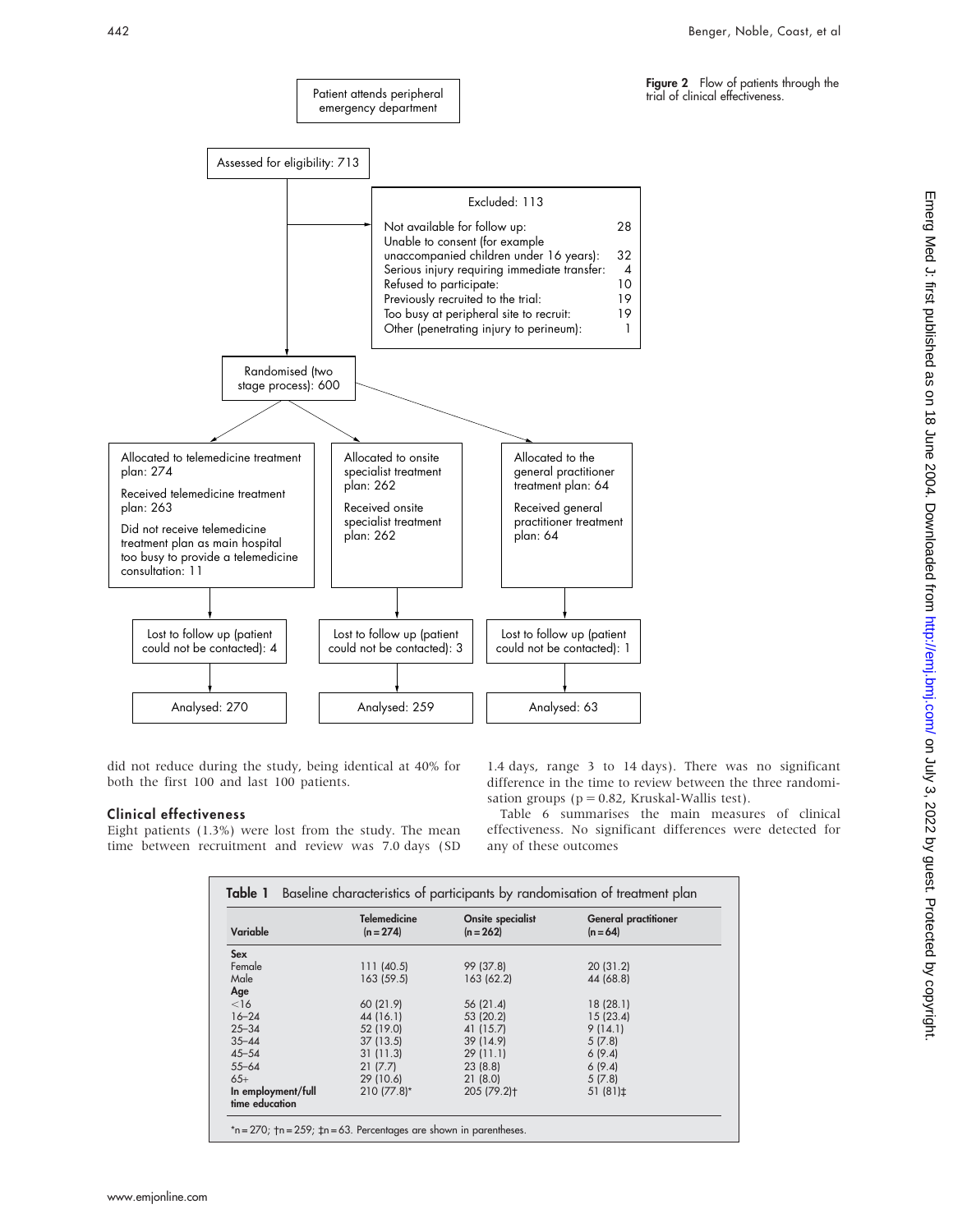Patient attends peripheral emergency department

Assessed for eligibility: 713

Excluded: 113

- Not available for follow up: 28
- Unable to consent (for example unaccompanied children under 16 years): 32
- Serious injury requiring immediate transfer: 4
- Refused to participate: 10
- Previously recruited to the trial: 19
- Too busy at peripheral site to recruit: 19
- Other (penetrating injury to perineum): 1

Randomised (two stage process): 600

| Telemedicine | Onsite specialist | General practitioner |
|---|---|---|
| Allocated to telemedicine treatment plan: 274 | Allocated to onsite specialist treatment plan: 262 | Allocated to the general practitioner treatment plan: 64 |
| Received telemedicine treatment plan: 263 | Received onsite specialist treatment plan: 262 | Received general practitioner treatment plan: 64 |
| Did not receive telemedicine treatment plan as main hospital too busy to provide a telemedicine consultation: 11 | | |
| Lost to follow up (patient could not be contacted): 4 | Lost to follow up (patient could not be contacted): 3 | Lost to follow up (patient could not be contacted): 1 |
| Analysed: 270 | Analysed: 259 | Analysed: 63 |

**Figure 2** Flow of patients through the trial of clinical effectiveness.

did not reduce during the study, being identical at 40% for both the first 100 and last 100 patients.

### Clinical effectiveness

Eight patients (1.3%) were lost from the study. The mean time between recruitment and review was 7.0 days (SD 1.4 days, range 3 to 14 days). There was no significant difference in the time to review between the three randomisation groups ($p = 0.82$, Kruskal-Wallis test).

Table 6 summarises the main measures of clinical effectiveness. No significant differences were detected for any of these outcomes

**Table 1** Baseline characteristics of participants by randomisation of treatment plan

| Variable | Telemedicine (n = 274) | Onsite specialist (n = 262) | General practitioner (n = 64) |
|---|---|---|---|
| **Sex** | | | |
| Female | 111 (40.5) | 99 (37.8) | 20 (31.2) |
| Male | 163 (59.5) | 163 (62.2) | 44 (68.8) |
| **Age** | | | |
| <16 | 60 (21.9) | 56 (21.4) | 18 (28.1) |
| 16–24 | 44 (16.1) | 53 (20.2) | 15 (23.4) |
| 25–34 | 52 (19.0) | 41 (15.7) | 9 (14.1) |
| 35–44 | 37 (13.5) | 39 (14.9) | 5 (7.8) |
| 45–54 | 31 (11.3) | 29 (11.1) | 6 (9.4) |
| 55–64 | 21 (7.7) | 23 (8.8) | 6 (9.4) |
| 65+ | 29 (10.6) | 21 (8.0) | 5 (7.8) |
| **In employment/full time education** | 210 (77.8)* | 205 (79.2)† | 51 (81)‡ |

*n = 270; †n = 259; ‡n = 63. Percentages are shown in parentheses.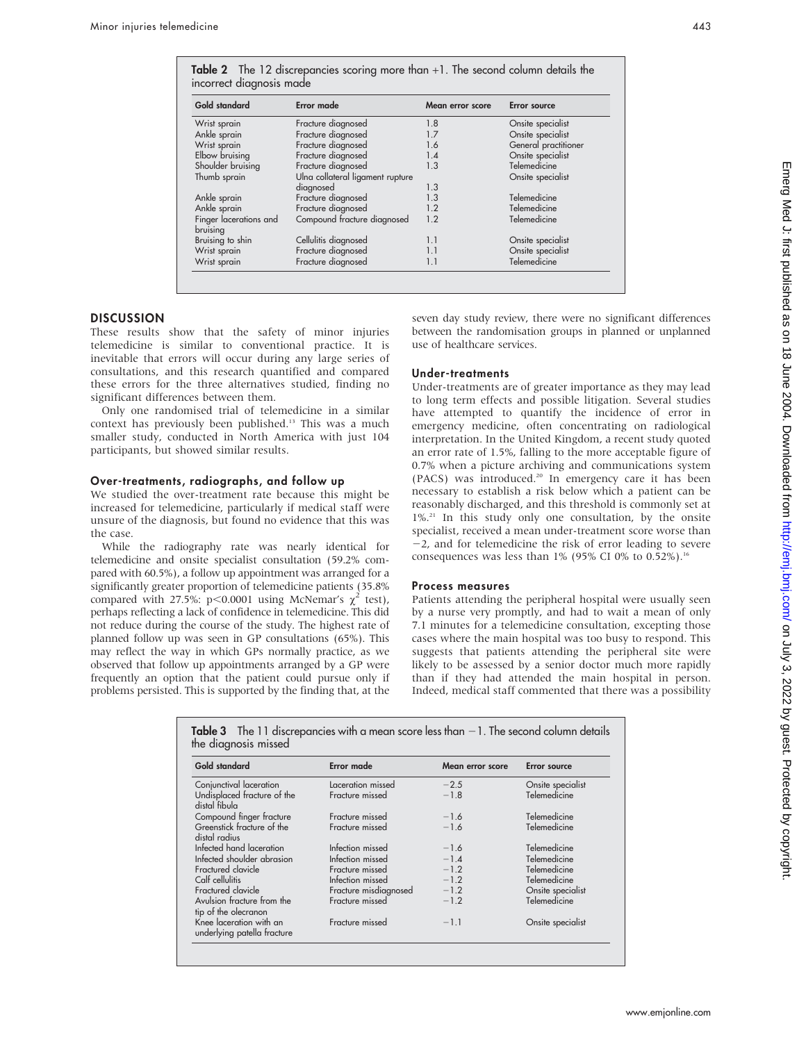**Table 2** The 12 discrepancies scoring more than +1. The second column details the incorrect diagnosis made

| Gold standard | Error made | Mean error score | Error source |
|---|---|---|---|
| Wrist sprain | Fracture diagnosed | 1.8 | Onsite specialist |
| Ankle sprain | Fracture diagnosed | 1.7 | Onsite specialist |
| Wrist sprain | Fracture diagnosed | 1.6 | General practitioner |
| Elbow bruising | Fracture diagnosed | 1.4 | Onsite specialist |
| Shoulder bruising | Fracture diagnosed | 1.3 | Telemedicine |
| Thumb sprain | Ulna collateral ligament rupture diagnosed | 1.3 | Onsite specialist |
| Ankle sprain | Fracture diagnosed | 1.3 | Telemedicine |
| Ankle sprain | Fracture diagnosed | 1.2 | Telemedicine |
| Finger lacerations and bruising | Compound fracture diagnosed | 1.2 | Telemedicine |
| Bruising to shin | Cellulitis diagnosed | 1.1 | Onsite specialist |
| Wrist sprain | Fracture diagnosed | 1.1 | Onsite specialist |
| Wrist sprain | Fracture diagnosed | 1.1 | Telemedicine |

## DISCUSSION

These results show that the safety of minor injuries telemedicine is similar to conventional practice. It is inevitable that errors will occur during any large series of consultations, and this research quantified and compared these errors for the three alternatives studied, finding no significant differences between them.

Only one randomised trial of telemedicine in a similar context has previously been published.[13] This was a much smaller study, conducted in North America with just 104 participants, but showed similar results.

### Over-treatments, radiographs, and follow up

We studied the over-treatment rate because this might be increased for telemedicine, particularly if medical staff were unsure of the diagnosis, but found no evidence that this was the case.

While the radiography rate was nearly identical for telemedicine and onsite specialist consultation (59.2% compared with 60.5%), a follow up appointment was arranged for a significantly greater proportion of telemedicine patients (35.8% compared with 27.5%: $p<0.0001$ using McNemar's $\chi^2$ test), perhaps reflecting a lack of confidence in telemedicine. This did not reduce during the course of the study. The highest rate of planned follow up was seen in GP consultations (65%). This may reflect the way in which GPs normally practice, as we observed that follow up appointments arranged by a GP were frequently an option that the patient could pursue only if problems persisted. This is supported by the finding that, at the seven day study review, there were no significant differences between the randomisation groups in planned or unplanned use of healthcare services.

### Under-treatments

Under-treatments are of greater importance as they may lead to long term effects and possible litigation. Several studies have attempted to quantify the incidence of error in emergency medicine, often concentrating on radiological interpretation. In the United Kingdom, a recent study quoted an error rate of 1.5%, falling to the more acceptable figure of 0.7% when a picture archiving and communications system (PACS) was introduced.[20] In emergency care it has been necessary to establish a risk below which a patient can be reasonably discharged, and this threshold is commonly set at 1%.[21] In this study only one consultation, by the onsite specialist, received a mean under-treatment score worse than −2, and for telemedicine the risk of error leading to severe consequences was less than 1% (95% CI 0% to 0.52%).[16]

### Process measures

Patients attending the peripheral hospital were usually seen by a nurse very promptly, and had to wait a mean of only 7.1 minutes for a telemedicine consultation, excepting those cases where the main hospital was too busy to respond. This suggests that patients attending the peripheral site were likely to be assessed by a senior doctor much more rapidly than if they had attended the main hospital in person. Indeed, medical staff commented that there was a possibility

**Table 3** The 11 discrepancies with a mean score less than −1. The second column details the diagnosis missed

| Gold standard | Error made | Mean error score | Error source |
|---|---|---|---|
| Conjunctival laceration | Laceration missed | −2.5 | Onsite specialist |
| Undisplaced fracture of the distal fibula | Fracture missed | −1.8 | Telemedicine |
| Compound finger fracture | Fracture missed | −1.6 | Telemedicine |
| Greenstick fracture of the distal radius | Fracture missed | −1.6 | Telemedicine |
| Infected hand laceration | Infection missed | −1.6 | Telemedicine |
| Infected shoulder abrasion | Infection missed | −1.4 | Telemedicine |
| Fractured clavicle | Fracture missed | −1.2 | Telemedicine |
| Calf cellulitis | Infection missed | −1.2 | Telemedicine |
| Fractured clavicle | Fracture misdiagnosed | −1.2 | Onsite specialist |
| Avulsion fracture from the tip of the olecranon | Fracture missed | −1.2 | Telemedicine |
| Knee laceration with an underlying patella fracture | Fracture missed | −1.1 | Onsite specialist |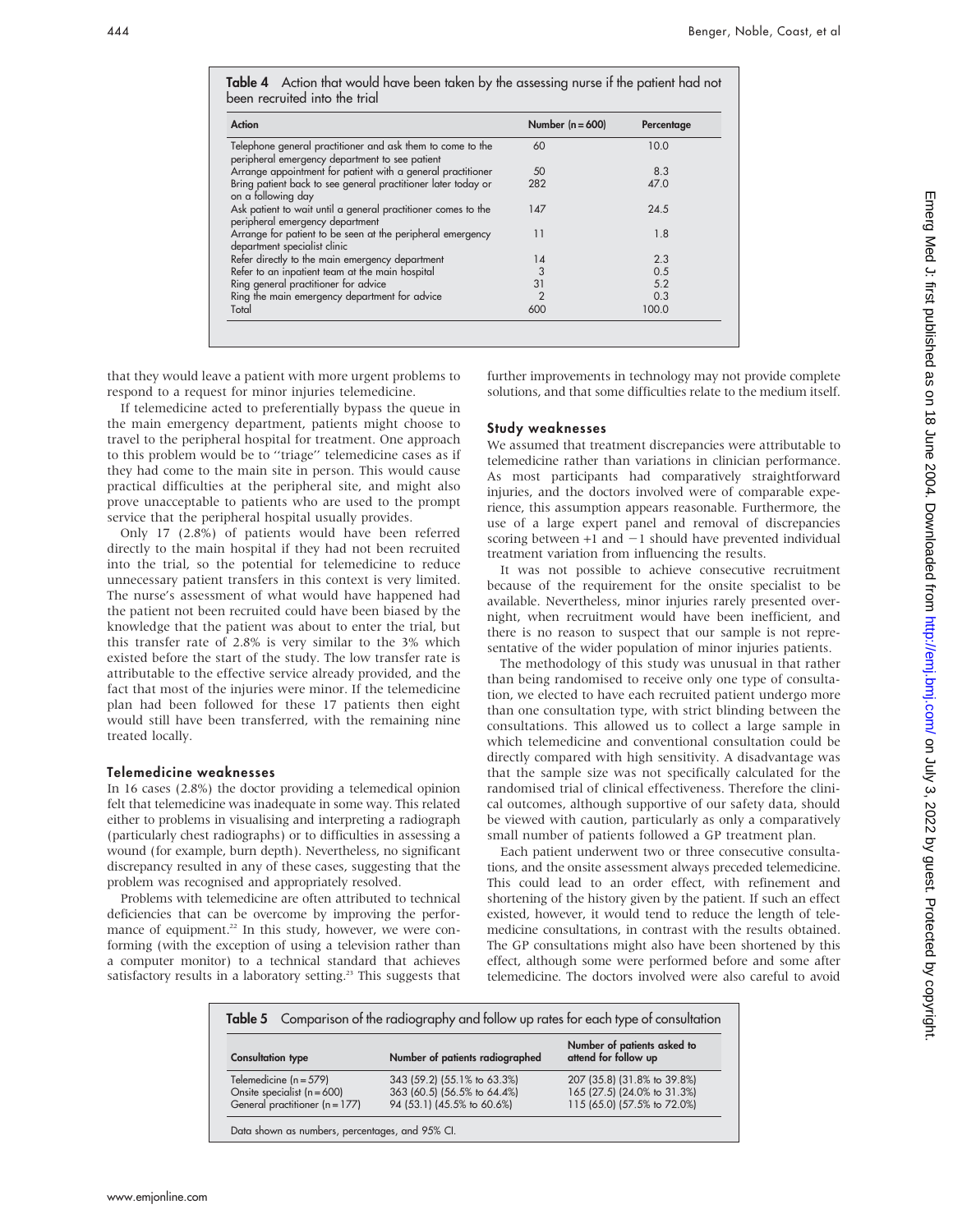**Table 4** Action that would have been taken by the assessing nurse if the patient had not been recruited into the trial

| Action | Number (n = 600) | Percentage |
|---|---|---|
| Telephone general practitioner and ask them to come to the peripheral emergency department to see patient | 60 | 10.0 |
| Arrange appointment for patient with a general practitioner | 50 | 8.3 |
| Bring patient back to see general practitioner later today or on a following day | 282 | 47.0 |
| Ask patient to wait until a general practitioner comes to the peripheral emergency department | 147 | 24.5 |
| Arrange for patient to be seen at the peripheral emergency department specialist clinic | 11 | 1.8 |
| Refer directly to the main emergency department | 14 | 2.3 |
| Refer to an inpatient team at the main hospital | 3 | 0.5 |
| Ring general practitioner for advice | 31 | 5.2 |
| Ring the main emergency department for advice | 2 | 0.3 |
| Total | 600 | 100.0 |

that they would leave a patient with more urgent problems to respond to a request for minor injuries telemedicine.

If telemedicine acted to preferentially bypass the queue in the main emergency department, patients might choose to travel to the peripheral hospital for treatment. One approach to this problem would be to ''triage'' telemedicine cases as if they had come to the main site in person. This would cause practical difficulties at the peripheral site, and might also prove unacceptable to patients who are used to the prompt service that the peripheral hospital usually provides.

Only 17 (2.8%) of patients would have been referred directly to the main hospital if they had not been recruited into the trial, so the potential for telemedicine to reduce unnecessary patient transfers in this context is very limited. The nurse's assessment of what would have happened had the patient not been recruited could have been biased by the knowledge that the patient was about to enter the trial, but this transfer rate of 2.8% is very similar to the 3% which existed before the start of the study. The low transfer rate is attributable to the effective service already provided, and the fact that most of the injuries were minor. If the telemedicine plan had been followed for these 17 patients then eight would still have been transferred, with the remaining nine treated locally.

### Telemedicine weaknesses

In 16 cases (2.8%) the doctor providing a telemedical opinion felt that telemedicine was inadequate in some way. This related either to problems in visualising and interpreting a radiograph (particularly chest radiographs) or to difficulties in assessing a wound (for example, burn depth). Nevertheless, no significant discrepancy resulted in any of these cases, suggesting that the problem was recognised and appropriately resolved.

Problems with telemedicine are often attributed to technical deficiencies that can be overcome by improving the performance of equipment.[22] In this study, however, we were conforming (with the exception of using a television rather than a computer monitor) to a technical standard that achieves satisfactory results in a laboratory setting.[23] This suggests that further improvements in technology may not provide complete solutions, and that some difficulties relate to the medium itself.

### Study weaknesses

We assumed that treatment discrepancies were attributable to telemedicine rather than variations in clinician performance. As most participants had comparatively straightforward injuries, and the doctors involved were of comparable experience, this assumption appears reasonable. Furthermore, the use of a large expert panel and removal of discrepancies scoring between +1 and −1 should have prevented individual treatment variation from influencing the results.

It was not possible to achieve consecutive recruitment because of the requirement for the onsite specialist to be available. Nevertheless, minor injuries rarely presented overnight, when recruitment would have been inefficient, and there is no reason to suspect that our sample is not representative of the wider population of minor injuries patients.

The methodology of this study was unusual in that rather than being randomised to receive only one type of consultation, we elected to have each recruited patient undergo more than one consultation type, with strict blinding between the consultations. This allowed us to collect a large sample in which telemedicine and conventional consultation could be directly compared with high sensitivity. A disadvantage was that the sample size was not specifically calculated for the randomised trial of clinical effectiveness. Therefore the clinical outcomes, although supportive of our safety data, should be viewed with caution, particularly as only a comparatively small number of patients followed a GP treatment plan.

Each patient underwent two or three consecutive consultations, and the onsite assessment always preceded telemedicine. This could lead to an order effect, with refinement and shortening of the history given by the patient. If such an effect existed, however, it would tend to reduce the length of telemedicine consultations, in contrast with the results obtained. The GP consultations might also have been shortened by this effect, although some were performed before and some after telemedicine. The doctors involved were also careful to avoid

**Table 5** Comparison of the radiography and follow up rates for each type of consultation

| Consultation type | Number of patients radiographed | Number of patients asked to attend for follow up |
|---|---|---|
| Telemedicine (n = 579) | 343 (59.2) (55.1% to 63.3%) | 207 (35.8) (31.8% to 39.8%) |
| Onsite specialist (n = 600) | 363 (60.5) (56.5% to 64.4%) | 165 (27.5) (24.0% to 31.3%) |
| General practitioner (n = 177) | 94 (53.1) (45.5% to 60.6%) | 115 (65.0) (57.5% to 72.0%) |

Data shown as numbers, percentages, and 95% CI.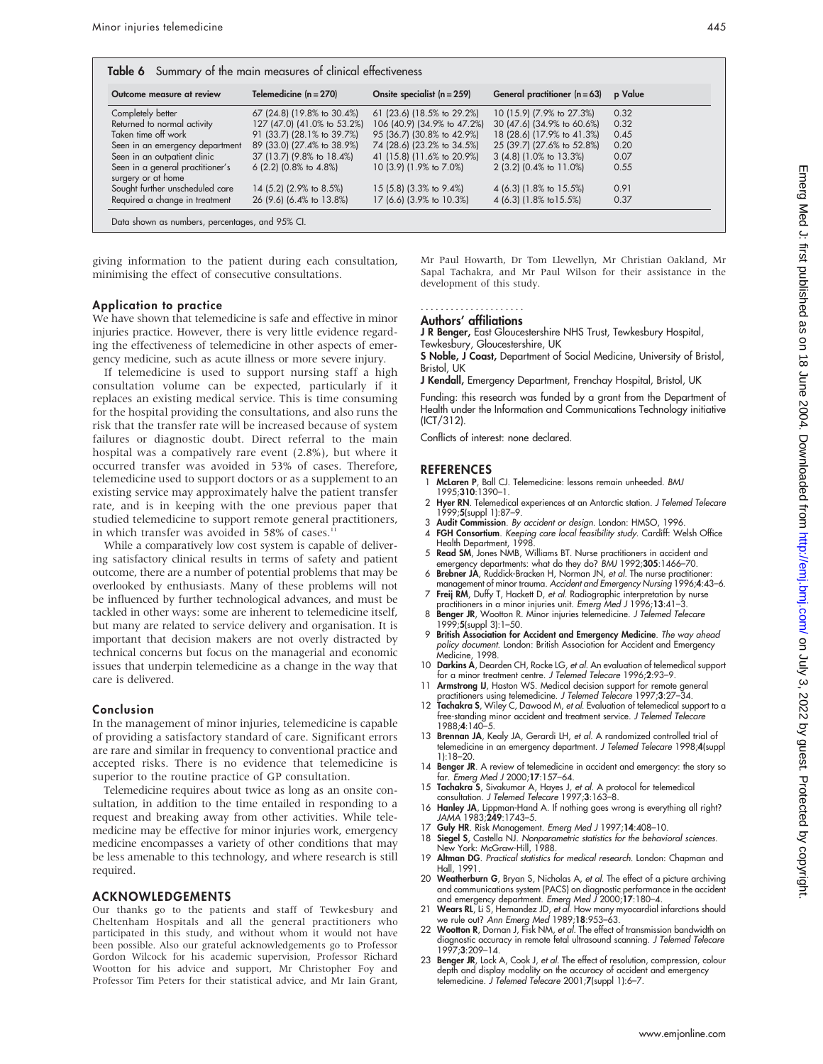**Table 6** Summary of the main measures of clinical effectiveness

| Outcome measure at review | Telemedicine (n = 270) | Onsite specialist (n = 259) | General practitioner (n = 63) | p Value |
|---|---|---|---|---|
| Completely better | 67 (24.8) (19.8% to 30.4%) | 61 (23.6) (18.5% to 29.2%) | 10 (15.9) (7.9% to 27.3%) | 0.32 |
| Returned to normal activity | 127 (47.0) (41.0% to 53.2%) | 106 (40.9) (34.9% to 47.2%) | 30 (47.6) (34.9% to 60.6%) | 0.32 |
| Taken time off work | 91 (33.7) (28.1% to 39.7%) | 95 (36.7) (30.8% to 42.9%) | 18 (28.6) (17.9% to 41.3%) | 0.45 |
| Seen in an emergency department | 89 (33.0) (27.4% to 38.9%) | 74 (28.6) (23.2% to 34.5%) | 25 (39.7) (27.6% to 52.8%) | 0.20 |
| Seen in an outpatient clinic | 37 (13.7) (9.8% to 18.4%) | 41 (15.8) (11.6% to 20.9%) | 3 (4.8) (1.0% to 13.3%) | 0.07 |
| Seen in a general practitioner's surgery or at home | 6 (2.2) (0.8% to 4.8%) | 10 (3.9) (1.9% to 7.0%) | 2 (3.2) (0.4% to 11.0%) | 0.55 |
| Sought further unscheduled care | 14 (5.2) (2.9% to 8.5%) | 15 (5.8) (3.3% to 9.4%) | 4 (6.3) (1.8% to 15.5%) | 0.91 |
| Required a change in treatment | 26 (9.6) (6.4% to 13.8%) | 17 (6.6) (3.9% to 10.3%) | 4 (6.3) (1.8% to15.5%) | 0.37 |

Data shown as numbers, percentages, and 95% CI.

giving information to the patient during each consultation, minimising the effect of consecutive consultations.

### Application to practice

We have shown that telemedicine is safe and effective in minor injuries practice. However, there is very little evidence regarding the effectiveness of telemedicine in other aspects of emergency medicine, such as acute illness or more severe injury.

If telemedicine is used to support nursing staff a high consultation volume can be expected, particularly if it replaces an existing medical service. This is time consuming for the hospital providing the consultations, and also runs the risk that the transfer rate will be increased because of system failures or diagnostic doubt. Direct referral to the main hospital was a compatively rare event (2.8%), but where it occurred transfer was avoided in 53% of cases. Therefore, telemedicine used to support doctors or as a supplement to an existing service may approximately halve the patient transfer rate, and is in keeping with the one previous paper that studied telemedicine to support remote general practitioners, in which transfer was avoided in 58% of cases.[11]

While a comparatively low cost system is capable of delivering satisfactory clinical results in terms of safety and patient outcome, there are a number of potential problems that may be overlooked by enthusiasts. Many of these problems will not be influenced by further technological advances, and must be tackled in other ways: some are inherent to telemedicine itself, but many are related to service delivery and organisation. It is important that decision makers are not overly distracted by technical concerns but focus on the managerial and economic issues that underpin telemedicine as a change in the way that care is delivered.

### Conclusion

In the management of minor injuries, telemedicine is capable of providing a satisfactory standard of care. Significant errors are rare and similar in frequency to conventional practice and accepted risks. There is no evidence that telemedicine is superior to the routine practice of GP consultation.

Telemedicine requires about twice as long as an onsite consultation, in addition to the time entailed in responding to a request and breaking away from other activities. While telemedicine may be effective for minor injuries work, emergency medicine encompasses a variety of other conditions that may be less amenable to this technology, and where research is still required.

## ACKNOWLEDGEMENTS

Our thanks go to the patients and staff of Tewkesbury and Cheltenham Hospitals and all the general practitioners who participated in this study, and without whom it would not have been possible. Also our grateful acknowledgements go to Professor Gordon Wilcock for his academic supervision, Professor Richard Wootton for his advice and support, Mr Christopher Foy and Professor Tim Peters for their statistical advice, and Mr Iain Grant, Mr Paul Howarth, Dr Tom Llewellyn, Mr Christian Oakland, Mr Sapal Tachakra, and Mr Paul Wilson for their assistance in the development of this study.

### Authors' affiliations

**J R Benger,** East Gloucestershire NHS Trust, Tewkesbury Hospital, Tewkesbury, Gloucestershire, UK

**S Noble, J Coast,** Department of Social Medicine, University of Bristol, Bristol, UK

**J Kendall,** Emergency Department, Frenchay Hospital, Bristol, UK

Funding: this research was funded by a grant from the Department of Health under the Information and Communications Technology initiative (ICT/312).

Conflicts of interest: none declared.

## REFERENCES

1. **McLaren P**, Ball CJ. Telemedicine: lessons remain unheeded. *BMJ* 1995;**310**:1390–1.
2. **Hyer RN**. Telemedical experiences at an Antarctic station. *J Telemed Telecare* 1999;**5**(suppl 1):87–9.
3. **Audit Commission**. *By accident or design*. London: HMSO, 1996.
4. **FGH Consortium**. *Keeping care local feasibility study*. Cardiff: Welsh Office Health Department, 1998.
5. **Read SM**, Jones NMB, Williams BT. Nurse practitioners in accident and emergency departments: what do they do? *BMJ* 1992;**305**:1466–70.
6. **Brebner JA**, Ruddick-Bracken H, Norman JN, *et al*. The nurse practitioner: management of minor trauma. *Accident and Emergency Nursing* 1996;**4**:43–6.
7. **Freij RM**, Duffy T, Hackett D, *et al*. Radiographic interpretation by nurse practitioners in a minor injuries unit. *Emerg Med J* 1996;**13**:41–3.
8. **Benger JR**, Wootton R. Minor injuries telemedicine. *J Telemed Telecare* 1999;**5**(suppl 3):1–50.
9. **British Association for Accident and Emergency Medicine**. *The way ahead policy document*. London: British Association for Accident and Emergency Medicine, 1998.
10. **Darkins A**, Dearden CH, Rocke LG, *et al*. An evaluation of telemedical support for a minor treatment centre. *J Telemed Telecare* 1996;**2**:93–9.
11. **Armstrong IJ**, Haston WS. Medical decision support for remote general practitioners using telemedicine. *J Telemed Telecare* 1997;**3**:27–34.
12. **Tachakra S**, Wiley C, Dawood M, *et al*. Evaluation of telemedical support to a free-standing minor accident and treatment service. *J Telemed Telecare* 1988;**4**:140–5.
13. **Brennan JA**, Kealy JA, Gerardi LH, *et al*. A randomized controlled trial of telemedicine in an emergency department. *J Telemed Telecare* 1998;**4**(suppl 1):18–20.
14. **Benger JR**. A review of telemedicine in accident and emergency: the story so far. *Emerg Med J* 2000;**17**:157–64.
15. **Tachakra S**, Sivakumar A, Hayes J, *et al*. A protocol for telemedical consultation. *J Telemed Telecare* 1997;**3**:163–8.
16. **Hanley JA**, Lippman-Hand A. If nothing goes wrong is everything all right? *JAMA* 1983;**249**:1743–5.
17. **Guly HR**. Risk Management. *Emerg Med J* 1997;**14**:408–10.
18. **Siegel S**, Castella NJ. *Nonparametric statistics for the behavioral sciences*. New York: McGraw-Hill, 1988.
19. **Altman DG**. *Practical statistics for medical research*. London: Chapman and Hall, 1991.
20. **Weatherburn G**, Bryan S, Nicholas A, *et al*. The effect of a picture archiving and communications system (PACS) on diagnostic performance in the accident and emergency department. *Emerg Med J* 2000;**17**:180–4.
21. **Wears RL**, Li S, Hernandez JD, *et al*. How many myocardial infarctions should we rule out? *Ann Emerg Med* 1989;**18**:953–63.
22. **Wootton R**, Dornan J, Fisk NM, *et al*. The effect of transmission bandwidth on diagnostic accuracy in remote fetal ultrasound scanning. *J Telemed Telecare* 1997;**3**:209–14.
23. **Benger JR**, Lock A, Cook J, *et al*. The effect of resolution, compression, colour depth and display modality on the accuracy of accident and emergency telemedicine. *J Telemed Telecare* 2001;**7**(suppl 1):6–7.